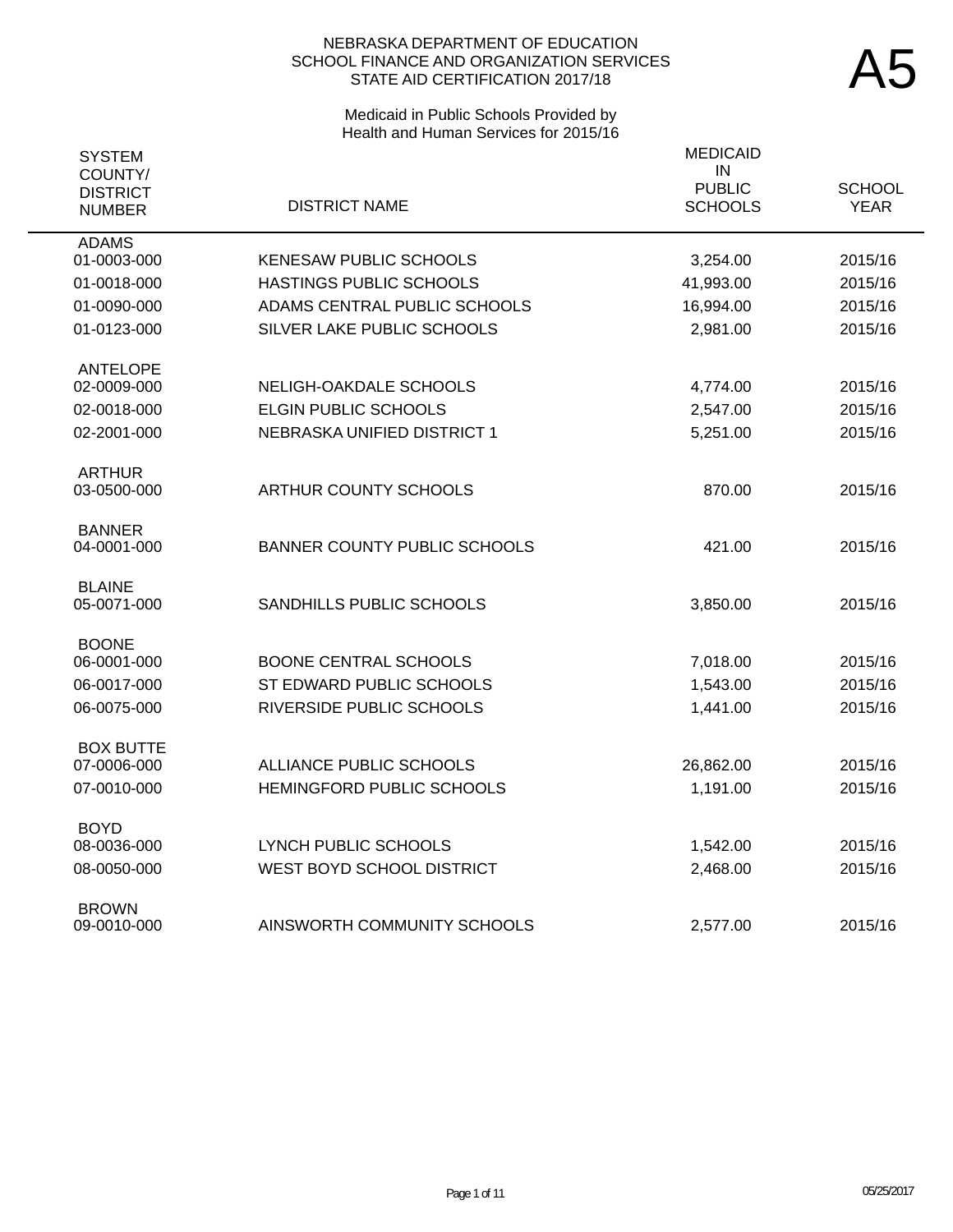NEBRASKA DEPARTMENT OF EDUCATION
SCHOOL FINANCE AND ORGANIZATION SERVICES
STATE AID CERTIFICATION 2017/18

# A5

Medicaid in Public Schools Provided by
Health and Human Services for 2015/16

| SYSTEM COUNTY/ DISTRICT NUMBER | DISTRICT NAME | MEDICAID IN PUBLIC SCHOOLS | SCHOOL YEAR |
|---|---|---|---|
| **ADAMS** | | | |
| 01-0003-000 | KENESAW PUBLIC SCHOOLS | 3,254.00 | 2015/16 |
| 01-0018-000 | HASTINGS PUBLIC SCHOOLS | 41,993.00 | 2015/16 |
| 01-0090-000 | ADAMS CENTRAL PUBLIC SCHOOLS | 16,994.00 | 2015/16 |
| 01-0123-000 | SILVER LAKE PUBLIC SCHOOLS | 2,981.00 | 2015/16 |
| **ANTELOPE** | | | |
| 02-0009-000 | NELIGH-OAKDALE SCHOOLS | 4,774.00 | 2015/16 |
| 02-0018-000 | ELGIN PUBLIC SCHOOLS | 2,547.00 | 2015/16 |
| 02-2001-000 | NEBRASKA UNIFIED DISTRICT 1 | 5,251.00 | 2015/16 |
| **ARTHUR** | | | |
| 03-0500-000 | ARTHUR COUNTY SCHOOLS | 870.00 | 2015/16 |
| **BANNER** | | | |
| 04-0001-000 | BANNER COUNTY PUBLIC SCHOOLS | 421.00 | 2015/16 |
| **BLAINE** | | | |
| 05-0071-000 | SANDHILLS PUBLIC SCHOOLS | 3,850.00 | 2015/16 |
| **BOONE** | | | |
| 06-0001-000 | BOONE CENTRAL SCHOOLS | 7,018.00 | 2015/16 |
| 06-0017-000 | ST EDWARD PUBLIC SCHOOLS | 1,543.00 | 2015/16 |
| 06-0075-000 | RIVERSIDE PUBLIC SCHOOLS | 1,441.00 | 2015/16 |
| **BOX BUTTE** | | | |
| 07-0006-000 | ALLIANCE PUBLIC SCHOOLS | 26,862.00 | 2015/16 |
| 07-0010-000 | HEMINGFORD PUBLIC SCHOOLS | 1,191.00 | 2015/16 |
| **BOYD** | | | |
| 08-0036-000 | LYNCH PUBLIC SCHOOLS | 1,542.00 | 2015/16 |
| 08-0050-000 | WEST BOYD SCHOOL DISTRICT | 2,468.00 | 2015/16 |
| **BROWN** | | | |
| 09-0010-000 | AINSWORTH COMMUNITY SCHOOLS | 2,577.00 | 2015/16 |

05/25/2017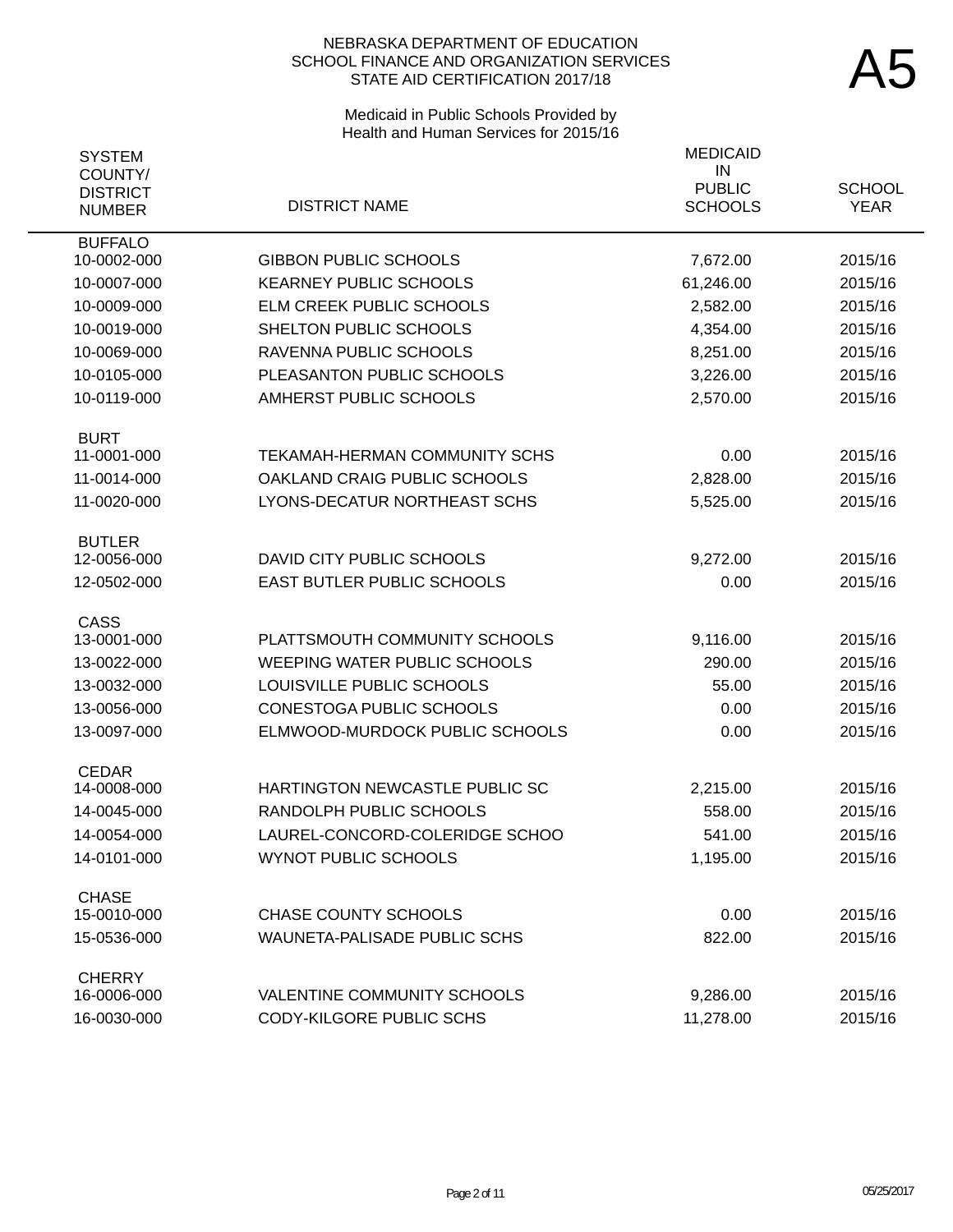NEBRASKA DEPARTMENT OF EDUCATION
SCHOOL FINANCE AND ORGANIZATION SERVICES
STATE AID CERTIFICATION 2017/18

# A5

Medicaid in Public Schools Provided by
Health and Human Services for 2015/16

| SYSTEM COUNTY/ DISTRICT NUMBER | DISTRICT NAME | MEDICAID IN PUBLIC SCHOOLS | SCHOOL YEAR |
|---|---|---|---|
| **BUFFALO** | | | |
| 10-0002-000 | GIBBON PUBLIC SCHOOLS | 7,672.00 | 2015/16 |
| 10-0007-000 | KEARNEY PUBLIC SCHOOLS | 61,246.00 | 2015/16 |
| 10-0009-000 | ELM CREEK PUBLIC SCHOOLS | 2,582.00 | 2015/16 |
| 10-0019-000 | SHELTON PUBLIC SCHOOLS | 4,354.00 | 2015/16 |
| 10-0069-000 | RAVENNA PUBLIC SCHOOLS | 8,251.00 | 2015/16 |
| 10-0105-000 | PLEASANTON PUBLIC SCHOOLS | 3,226.00 | 2015/16 |
| 10-0119-000 | AMHERST PUBLIC SCHOOLS | 2,570.00 | 2015/16 |
| **BURT** | | | |
| 11-0001-000 | TEKAMAH-HERMAN COMMUNITY SCHS | 0.00 | 2015/16 |
| 11-0014-000 | OAKLAND CRAIG PUBLIC SCHOOLS | 2,828.00 | 2015/16 |
| 11-0020-000 | LYONS-DECATUR NORTHEAST SCHS | 5,525.00 | 2015/16 |
| **BUTLER** | | | |
| 12-0056-000 | DAVID CITY PUBLIC SCHOOLS | 9,272.00 | 2015/16 |
| 12-0502-000 | EAST BUTLER PUBLIC SCHOOLS | 0.00 | 2015/16 |
| **CASS** | | | |
| 13-0001-000 | PLATTSMOUTH COMMUNITY SCHOOLS | 9,116.00 | 2015/16 |
| 13-0022-000 | WEEPING WATER PUBLIC SCHOOLS | 290.00 | 2015/16 |
| 13-0032-000 | LOUISVILLE PUBLIC SCHOOLS | 55.00 | 2015/16 |
| 13-0056-000 | CONESTOGA PUBLIC SCHOOLS | 0.00 | 2015/16 |
| 13-0097-000 | ELMWOOD-MURDOCK PUBLIC SCHOOLS | 0.00 | 2015/16 |
| **CEDAR** | | | |
| 14-0008-000 | HARTINGTON NEWCASTLE PUBLIC SC | 2,215.00 | 2015/16 |
| 14-0045-000 | RANDOLPH PUBLIC SCHOOLS | 558.00 | 2015/16 |
| 14-0054-000 | LAUREL-CONCORD-COLERIDGE SCHOO | 541.00 | 2015/16 |
| 14-0101-000 | WYNOT PUBLIC SCHOOLS | 1,195.00 | 2015/16 |
| **CHASE** | | | |
| 15-0010-000 | CHASE COUNTY SCHOOLS | 0.00 | 2015/16 |
| 15-0536-000 | WAUNETA-PALISADE PUBLIC SCHS | 822.00 | 2015/16 |
| **CHERRY** | | | |
| 16-0006-000 | VALENTINE COMMUNITY SCHOOLS | 9,286.00 | 2015/16 |
| 16-0030-000 | CODY-KILGORE PUBLIC SCHS | 11,278.00 | 2015/16 |

05/25/2017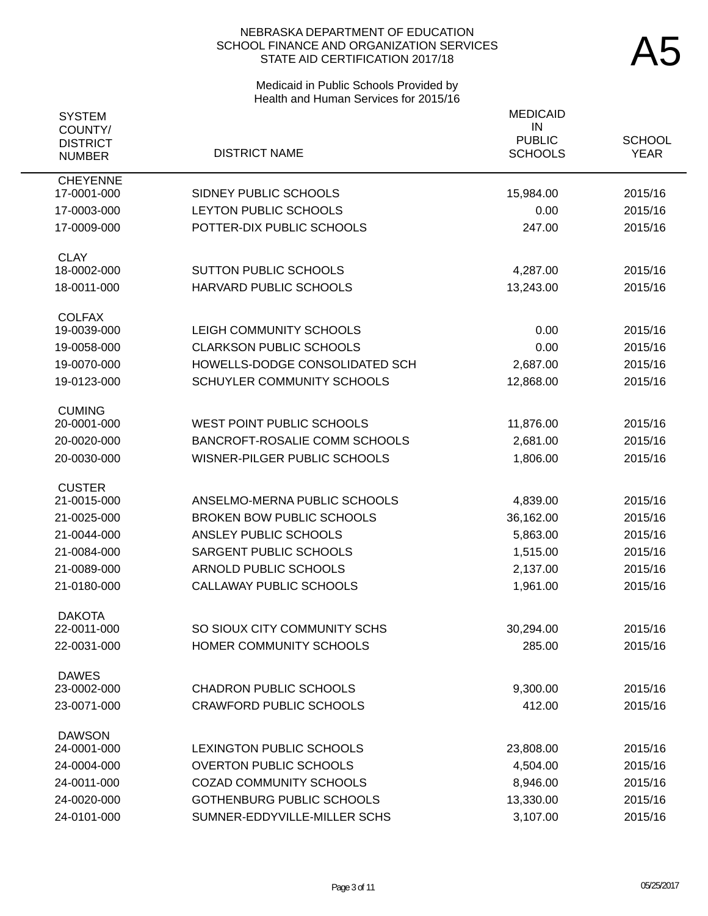NEBRASKA DEPARTMENT OF EDUCATION
SCHOOL FINANCE AND ORGANIZATION SERVICES
STATE AID CERTIFICATION 2017/18

# A5

Medicaid in Public Schools Provided by
Health and Human Services for 2015/16

| SYSTEM COUNTY/ DISTRICT NUMBER | DISTRICT NAME | MEDICAID IN PUBLIC SCHOOLS | SCHOOL YEAR |
|---|---|---|---|
| **CHEYENNE** | | | |
| 17-0001-000 | SIDNEY PUBLIC SCHOOLS | 15,984.00 | 2015/16 |
| 17-0003-000 | LEYTON PUBLIC SCHOOLS | 0.00 | 2015/16 |
| 17-0009-000 | POTTER-DIX PUBLIC SCHOOLS | 247.00 | 2015/16 |
| **CLAY** | | | |
| 18-0002-000 | SUTTON PUBLIC SCHOOLS | 4,287.00 | 2015/16 |
| 18-0011-000 | HARVARD PUBLIC SCHOOLS | 13,243.00 | 2015/16 |
| **COLFAX** | | | |
| 19-0039-000 | LEIGH COMMUNITY SCHOOLS | 0.00 | 2015/16 |
| 19-0058-000 | CLARKSON PUBLIC SCHOOLS | 0.00 | 2015/16 |
| 19-0070-000 | HOWELLS-DODGE CONSOLIDATED SCH | 2,687.00 | 2015/16 |
| 19-0123-000 | SCHUYLER COMMUNITY SCHOOLS | 12,868.00 | 2015/16 |
| **CUMING** | | | |
| 20-0001-000 | WEST POINT PUBLIC SCHOOLS | 11,876.00 | 2015/16 |
| 20-0020-000 | BANCROFT-ROSALIE COMM SCHOOLS | 2,681.00 | 2015/16 |
| 20-0030-000 | WISNER-PILGER PUBLIC SCHOOLS | 1,806.00 | 2015/16 |
| **CUSTER** | | | |
| 21-0015-000 | ANSELMO-MERNA PUBLIC SCHOOLS | 4,839.00 | 2015/16 |
| 21-0025-000 | BROKEN BOW PUBLIC SCHOOLS | 36,162.00 | 2015/16 |
| 21-0044-000 | ANSLEY PUBLIC SCHOOLS | 5,863.00 | 2015/16 |
| 21-0084-000 | SARGENT PUBLIC SCHOOLS | 1,515.00 | 2015/16 |
| 21-0089-000 | ARNOLD PUBLIC SCHOOLS | 2,137.00 | 2015/16 |
| 21-0180-000 | CALLAWAY PUBLIC SCHOOLS | 1,961.00 | 2015/16 |
| **DAKOTA** | | | |
| 22-0011-000 | SO SIOUX CITY COMMUNITY SCHS | 30,294.00 | 2015/16 |
| 22-0031-000 | HOMER COMMUNITY SCHOOLS | 285.00 | 2015/16 |
| **DAWES** | | | |
| 23-0002-000 | CHADRON PUBLIC SCHOOLS | 9,300.00 | 2015/16 |
| 23-0071-000 | CRAWFORD PUBLIC SCHOOLS | 412.00 | 2015/16 |
| **DAWSON** | | | |
| 24-0001-000 | LEXINGTON PUBLIC SCHOOLS | 23,808.00 | 2015/16 |
| 24-0004-000 | OVERTON PUBLIC SCHOOLS | 4,504.00 | 2015/16 |
| 24-0011-000 | COZAD COMMUNITY SCHOOLS | 8,946.00 | 2015/16 |
| 24-0020-000 | GOTHENBURG PUBLIC SCHOOLS | 13,330.00 | 2015/16 |
| 24-0101-000 | SUMNER-EDDYVILLE-MILLER SCHS | 3,107.00 | 2015/16 |

05/25/2017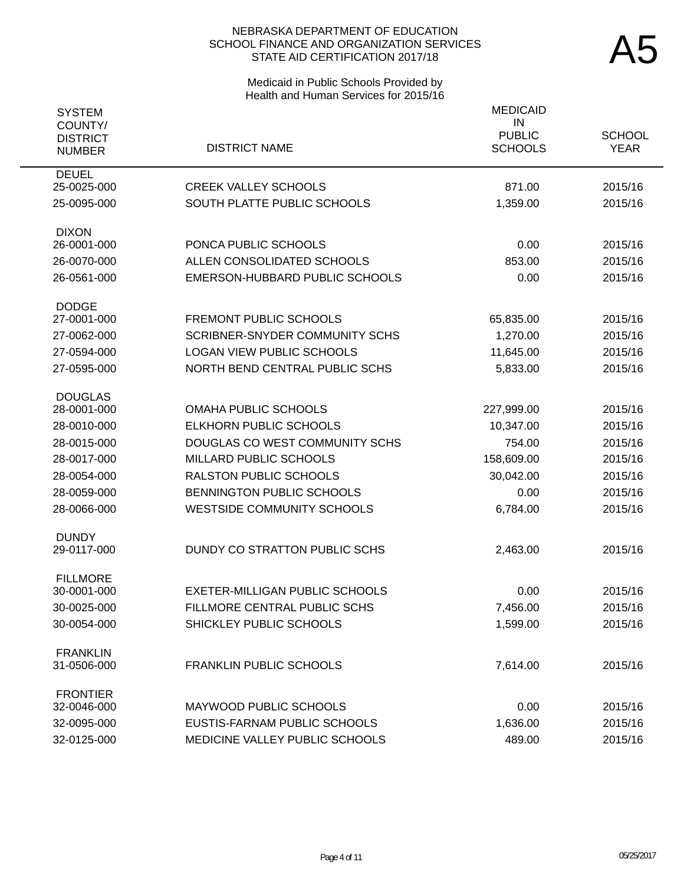NEBRASKA DEPARTMENT OF EDUCATION
SCHOOL FINANCE AND ORGANIZATION SERVICES
STATE AID CERTIFICATION 2017/18

# A5

Medicaid in Public Schools Provided by
Health and Human Services for 2015/16

| SYSTEM COUNTY/ DISTRICT NUMBER | DISTRICT NAME | MEDICAID IN PUBLIC SCHOOLS | SCHOOL YEAR |
|---|---|---|---|
| **DEUEL** | | | |
| 25-0025-000 | CREEK VALLEY SCHOOLS | 871.00 | 2015/16 |
| 25-0095-000 | SOUTH PLATTE PUBLIC SCHOOLS | 1,359.00 | 2015/16 |
| **DIXON** | | | |
| 26-0001-000 | PONCA PUBLIC SCHOOLS | 0.00 | 2015/16 |
| 26-0070-000 | ALLEN CONSOLIDATED SCHOOLS | 853.00 | 2015/16 |
| 26-0561-000 | EMERSON-HUBBARD PUBLIC SCHOOLS | 0.00 | 2015/16 |
| **DODGE** | | | |
| 27-0001-000 | FREMONT PUBLIC SCHOOLS | 65,835.00 | 2015/16 |
| 27-0062-000 | SCRIBNER-SNYDER COMMUNITY SCHS | 1,270.00 | 2015/16 |
| 27-0594-000 | LOGAN VIEW PUBLIC SCHOOLS | 11,645.00 | 2015/16 |
| 27-0595-000 | NORTH BEND CENTRAL PUBLIC SCHS | 5,833.00 | 2015/16 |
| **DOUGLAS** | | | |
| 28-0001-000 | OMAHA PUBLIC SCHOOLS | 227,999.00 | 2015/16 |
| 28-0010-000 | ELKHORN PUBLIC SCHOOLS | 10,347.00 | 2015/16 |
| 28-0015-000 | DOUGLAS CO WEST COMMUNITY SCHS | 754.00 | 2015/16 |
| 28-0017-000 | MILLARD PUBLIC SCHOOLS | 158,609.00 | 2015/16 |
| 28-0054-000 | RALSTON PUBLIC SCHOOLS | 30,042.00 | 2015/16 |
| 28-0059-000 | BENNINGTON PUBLIC SCHOOLS | 0.00 | 2015/16 |
| 28-0066-000 | WESTSIDE COMMUNITY SCHOOLS | 6,784.00 | 2015/16 |
| **DUNDY** | | | |
| 29-0117-000 | DUNDY CO STRATTON PUBLIC SCHS | 2,463.00 | 2015/16 |
| **FILLMORE** | | | |
| 30-0001-000 | EXETER-MILLIGAN PUBLIC SCHOOLS | 0.00 | 2015/16 |
| 30-0025-000 | FILLMORE CENTRAL PUBLIC SCHS | 7,456.00 | 2015/16 |
| 30-0054-000 | SHICKLEY PUBLIC SCHOOLS | 1,599.00 | 2015/16 |
| **FRANKLIN** | | | |
| 31-0506-000 | FRANKLIN PUBLIC SCHOOLS | 7,614.00 | 2015/16 |
| **FRONTIER** | | | |
| 32-0046-000 | MAYWOOD PUBLIC SCHOOLS | 0.00 | 2015/16 |
| 32-0095-000 | EUSTIS-FARNAM PUBLIC SCHOOLS | 1,636.00 | 2015/16 |
| 32-0125-000 | MEDICINE VALLEY PUBLIC SCHOOLS | 489.00 | 2015/16 |

05/25/2017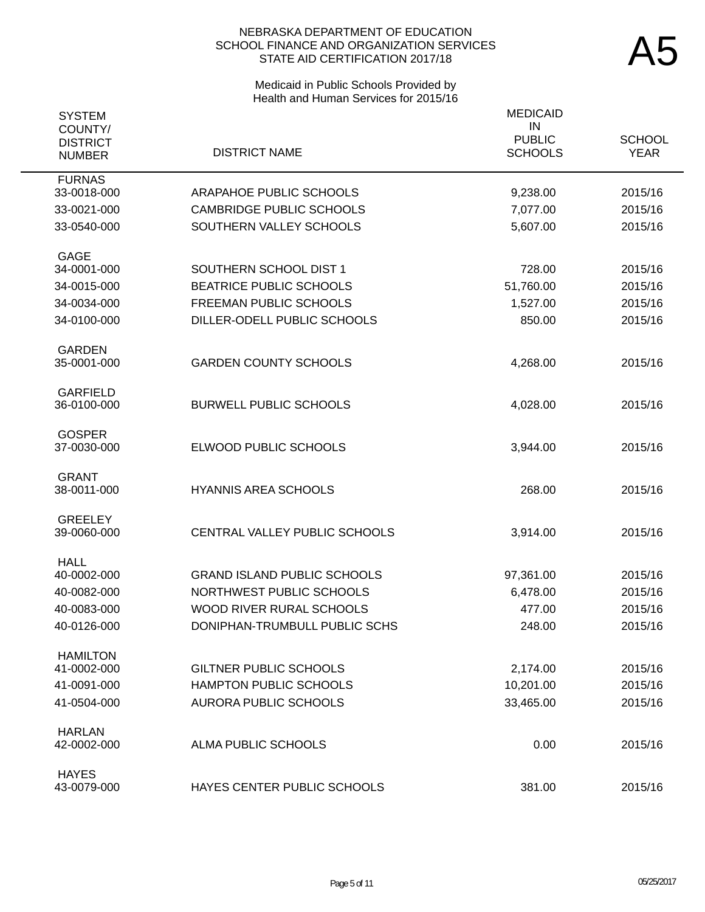# A5

NEBRASKA DEPARTMENT OF EDUCATION
SCHOOL FINANCE AND ORGANIZATION SERVICES
STATE AID CERTIFICATION 2017/18

Medicaid in Public Schools Provided by
Health and Human Services for 2015/16

| SYSTEM COUNTY/ DISTRICT NUMBER | DISTRICT NAME | MEDICAID IN PUBLIC SCHOOLS | SCHOOL YEAR |
|---|---|---|---|
| FURNAS | | | |
| 33-0018-000 | ARAPAHOE PUBLIC SCHOOLS | 9,238.00 | 2015/16 |
| 33-0021-000 | CAMBRIDGE PUBLIC SCHOOLS | 7,077.00 | 2015/16 |
| 33-0540-000 | SOUTHERN VALLEY SCHOOLS | 5,607.00 | 2015/16 |
| GAGE | | | |
| 34-0001-000 | SOUTHERN SCHOOL DIST 1 | 728.00 | 2015/16 |
| 34-0015-000 | BEATRICE PUBLIC SCHOOLS | 51,760.00 | 2015/16 |
| 34-0034-000 | FREEMAN PUBLIC SCHOOLS | 1,527.00 | 2015/16 |
| 34-0100-000 | DILLER-ODELL PUBLIC SCHOOLS | 850.00 | 2015/16 |
| GARDEN | | | |
| 35-0001-000 | GARDEN COUNTY SCHOOLS | 4,268.00 | 2015/16 |
| GARFIELD | | | |
| 36-0100-000 | BURWELL PUBLIC SCHOOLS | 4,028.00 | 2015/16 |
| GOSPER | | | |
| 37-0030-000 | ELWOOD PUBLIC SCHOOLS | 3,944.00 | 2015/16 |
| GRANT | | | |
| 38-0011-000 | HYANNIS AREA SCHOOLS | 268.00 | 2015/16 |
| GREELEY | | | |
| 39-0060-000 | CENTRAL VALLEY PUBLIC SCHOOLS | 3,914.00 | 2015/16 |
| HALL | | | |
| 40-0002-000 | GRAND ISLAND PUBLIC SCHOOLS | 97,361.00 | 2015/16 |
| 40-0082-000 | NORTHWEST PUBLIC SCHOOLS | 6,478.00 | 2015/16 |
| 40-0083-000 | WOOD RIVER RURAL SCHOOLS | 477.00 | 2015/16 |
| 40-0126-000 | DONIPHAN-TRUMBULL PUBLIC SCHS | 248.00 | 2015/16 |
| HAMILTON | | | |
| 41-0002-000 | GILTNER PUBLIC SCHOOLS | 2,174.00 | 2015/16 |
| 41-0091-000 | HAMPTON PUBLIC SCHOOLS | 10,201.00 | 2015/16 |
| 41-0504-000 | AURORA PUBLIC SCHOOLS | 33,465.00 | 2015/16 |
| HARLAN | | | |
| 42-0002-000 | ALMA PUBLIC SCHOOLS | 0.00 | 2015/16 |
| HAYES | | | |
| 43-0079-000 | HAYES CENTER PUBLIC SCHOOLS | 381.00 | 2015/16 |

05/25/2017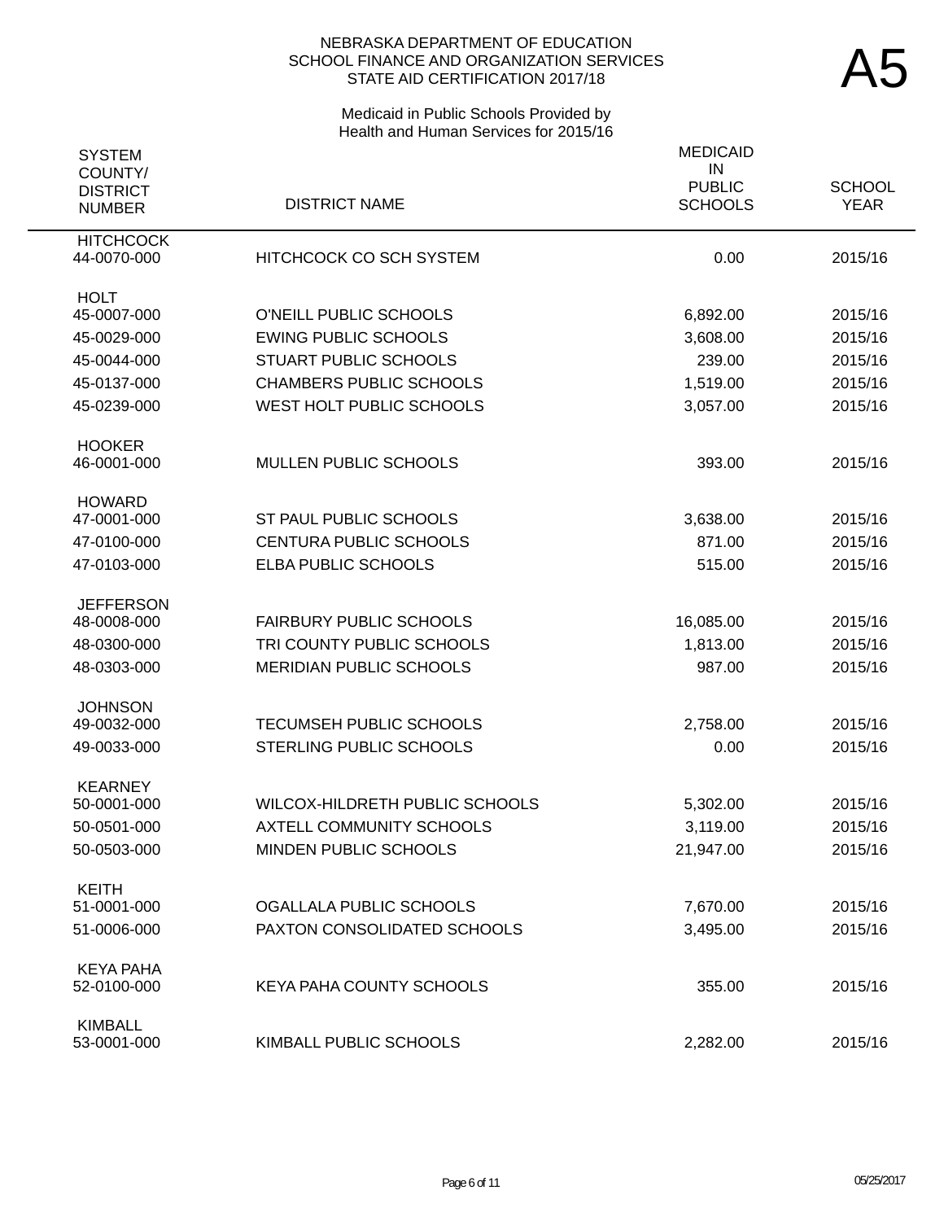NEBRASKA DEPARTMENT OF EDUCATION
SCHOOL FINANCE AND ORGANIZATION SERVICES
STATE AID CERTIFICATION 2017/18

# A5

Medicaid in Public Schools Provided by
Health and Human Services for 2015/16

| SYSTEM COUNTY/ DISTRICT NUMBER | DISTRICT NAME | MEDICAID IN PUBLIC SCHOOLS | SCHOOL YEAR |
|---|---|---|---|
| HITCHCOCK | | | |
| 44-0070-000 | HITCHCOCK CO SCH SYSTEM | 0.00 | 2015/16 |
| HOLT | | | |
| 45-0007-000 | O'NEILL PUBLIC SCHOOLS | 6,892.00 | 2015/16 |
| 45-0029-000 | EWING PUBLIC SCHOOLS | 3,608.00 | 2015/16 |
| 45-0044-000 | STUART PUBLIC SCHOOLS | 239.00 | 2015/16 |
| 45-0137-000 | CHAMBERS PUBLIC SCHOOLS | 1,519.00 | 2015/16 |
| 45-0239-000 | WEST HOLT PUBLIC SCHOOLS | 3,057.00 | 2015/16 |
| HOOKER | | | |
| 46-0001-000 | MULLEN PUBLIC SCHOOLS | 393.00 | 2015/16 |
| HOWARD | | | |
| 47-0001-000 | ST PAUL PUBLIC SCHOOLS | 3,638.00 | 2015/16 |
| 47-0100-000 | CENTURA PUBLIC SCHOOLS | 871.00 | 2015/16 |
| 47-0103-000 | ELBA PUBLIC SCHOOLS | 515.00 | 2015/16 |
| JEFFERSON | | | |
| 48-0008-000 | FAIRBURY PUBLIC SCHOOLS | 16,085.00 | 2015/16 |
| 48-0300-000 | TRI COUNTY PUBLIC SCHOOLS | 1,813.00 | 2015/16 |
| 48-0303-000 | MERIDIAN PUBLIC SCHOOLS | 987.00 | 2015/16 |
| JOHNSON | | | |
| 49-0032-000 | TECUMSEH PUBLIC SCHOOLS | 2,758.00 | 2015/16 |
| 49-0033-000 | STERLING PUBLIC SCHOOLS | 0.00 | 2015/16 |
| KEARNEY | | | |
| 50-0001-000 | WILCOX-HILDRETH PUBLIC SCHOOLS | 5,302.00 | 2015/16 |
| 50-0501-000 | AXTELL COMMUNITY SCHOOLS | 3,119.00 | 2015/16 |
| 50-0503-000 | MINDEN PUBLIC SCHOOLS | 21,947.00 | 2015/16 |
| KEITH | | | |
| 51-0001-000 | OGALLALA PUBLIC SCHOOLS | 7,670.00 | 2015/16 |
| 51-0006-000 | PAXTON CONSOLIDATED SCHOOLS | 3,495.00 | 2015/16 |
| KEYA PAHA | | | |
| 52-0100-000 | KEYA PAHA COUNTY SCHOOLS | 355.00 | 2015/16 |
| KIMBALL | | | |
| 53-0001-000 | KIMBALL PUBLIC SCHOOLS | 2,282.00 | 2015/16 |

05/25/2017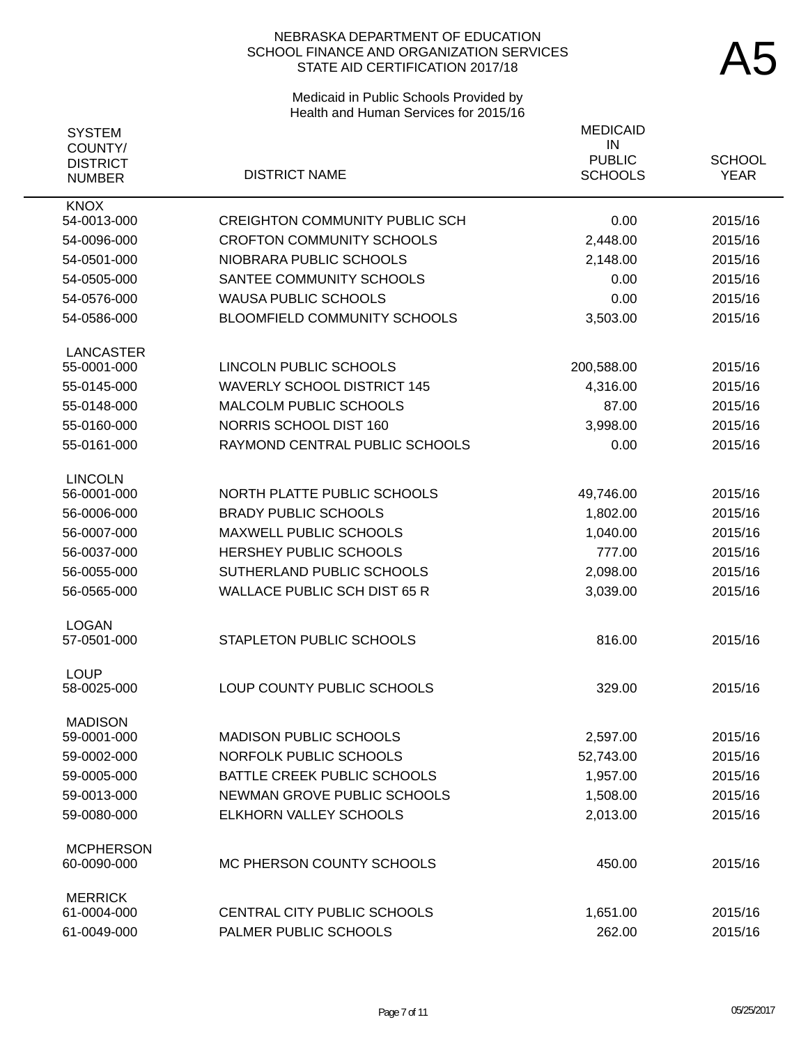NEBRASKA DEPARTMENT OF EDUCATION
SCHOOL FINANCE AND ORGANIZATION SERVICES
STATE AID CERTIFICATION 2017/18

# A5

Medicaid in Public Schools Provided by
Health and Human Services for 2015/16

| SYSTEM COUNTY/ DISTRICT NUMBER | DISTRICT NAME | MEDICAID IN PUBLIC SCHOOLS | SCHOOL YEAR |
|---|---|---|---|
| **KNOX** | | | |
| 54-0013-000 | CREIGHTON COMMUNITY PUBLIC SCH | 0.00 | 2015/16 |
| 54-0096-000 | CROFTON COMMUNITY SCHOOLS | 2,448.00 | 2015/16 |
| 54-0501-000 | NIOBRARA PUBLIC SCHOOLS | 2,148.00 | 2015/16 |
| 54-0505-000 | SANTEE COMMUNITY SCHOOLS | 0.00 | 2015/16 |
| 54-0576-000 | WAUSA PUBLIC SCHOOLS | 0.00 | 2015/16 |
| 54-0586-000 | BLOOMFIELD COMMUNITY SCHOOLS | 3,503.00 | 2015/16 |
| **LANCASTER** | | | |
| 55-0001-000 | LINCOLN PUBLIC SCHOOLS | 200,588.00 | 2015/16 |
| 55-0145-000 | WAVERLY SCHOOL DISTRICT 145 | 4,316.00 | 2015/16 |
| 55-0148-000 | MALCOLM PUBLIC SCHOOLS | 87.00 | 2015/16 |
| 55-0160-000 | NORRIS SCHOOL DIST 160 | 3,998.00 | 2015/16 |
| 55-0161-000 | RAYMOND CENTRAL PUBLIC SCHOOLS | 0.00 | 2015/16 |
| **LINCOLN** | | | |
| 56-0001-000 | NORTH PLATTE PUBLIC SCHOOLS | 49,746.00 | 2015/16 |
| 56-0006-000 | BRADY PUBLIC SCHOOLS | 1,802.00 | 2015/16 |
| 56-0007-000 | MAXWELL PUBLIC SCHOOLS | 1,040.00 | 2015/16 |
| 56-0037-000 | HERSHEY PUBLIC SCHOOLS | 777.00 | 2015/16 |
| 56-0055-000 | SUTHERLAND PUBLIC SCHOOLS | 2,098.00 | 2015/16 |
| 56-0565-000 | WALLACE PUBLIC SCH DIST 65 R | 3,039.00 | 2015/16 |
| **LOGAN** | | | |
| 57-0501-000 | STAPLETON PUBLIC SCHOOLS | 816.00 | 2015/16 |
| **LOUP** | | | |
| 58-0025-000 | LOUP COUNTY PUBLIC SCHOOLS | 329.00 | 2015/16 |
| **MADISON** | | | |
| 59-0001-000 | MADISON PUBLIC SCHOOLS | 2,597.00 | 2015/16 |
| 59-0002-000 | NORFOLK PUBLIC SCHOOLS | 52,743.00 | 2015/16 |
| 59-0005-000 | BATTLE CREEK PUBLIC SCHOOLS | 1,957.00 | 2015/16 |
| 59-0013-000 | NEWMAN GROVE PUBLIC SCHOOLS | 1,508.00 | 2015/16 |
| 59-0080-000 | ELKHORN VALLEY SCHOOLS | 2,013.00 | 2015/16 |
| **MCPHERSON** | | | |
| 60-0090-000 | MC PHERSON COUNTY SCHOOLS | 450.00 | 2015/16 |
| **MERRICK** | | | |
| 61-0004-000 | CENTRAL CITY PUBLIC SCHOOLS | 1,651.00 | 2015/16 |
| 61-0049-000 | PALMER PUBLIC SCHOOLS | 262.00 | 2015/16 |

05/25/2017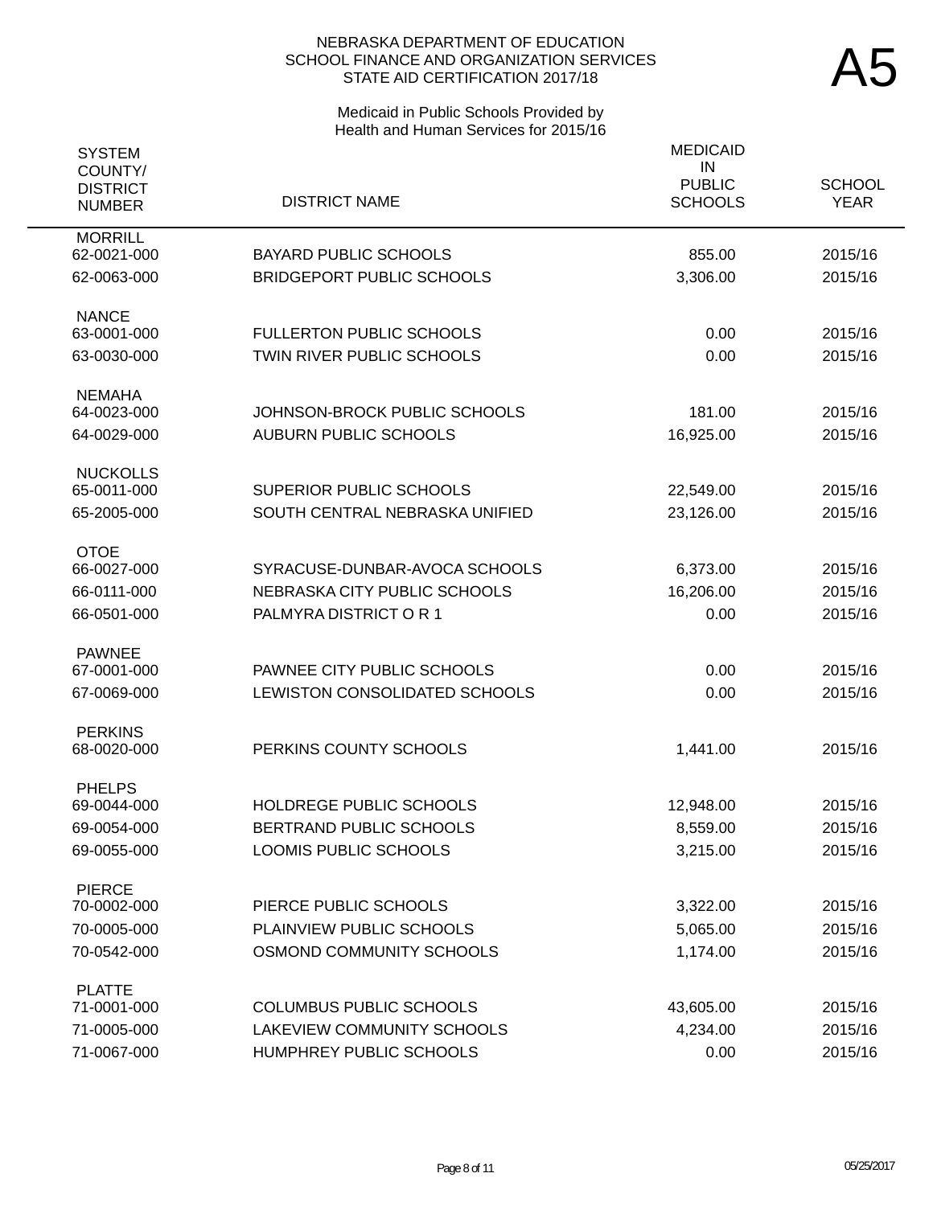NEBRASKA DEPARTMENT OF EDUCATION
SCHOOL FINANCE AND ORGANIZATION SERVICES
STATE AID CERTIFICATION 2017/18

# A5

Medicaid in Public Schools Provided by
Health and Human Services for 2015/16

| SYSTEM COUNTY/ DISTRICT NUMBER | DISTRICT NAME | MEDICAID IN PUBLIC SCHOOLS | SCHOOL YEAR |
|---|---|---|---|
| **MORRILL** | | | |
| 62-0021-000 | BAYARD PUBLIC SCHOOLS | 855.00 | 2015/16 |
| 62-0063-000 | BRIDGEPORT PUBLIC SCHOOLS | 3,306.00 | 2015/16 |
| **NANCE** | | | |
| 63-0001-000 | FULLERTON PUBLIC SCHOOLS | 0.00 | 2015/16 |
| 63-0030-000 | TWIN RIVER PUBLIC SCHOOLS | 0.00 | 2015/16 |
| **NEMAHA** | | | |
| 64-0023-000 | JOHNSON-BROCK PUBLIC SCHOOLS | 181.00 | 2015/16 |
| 64-0029-000 | AUBURN PUBLIC SCHOOLS | 16,925.00 | 2015/16 |
| **NUCKOLLS** | | | |
| 65-0011-000 | SUPERIOR PUBLIC SCHOOLS | 22,549.00 | 2015/16 |
| 65-2005-000 | SOUTH CENTRAL NEBRASKA UNIFIED | 23,126.00 | 2015/16 |
| **OTOE** | | | |
| 66-0027-000 | SYRACUSE-DUNBAR-AVOCA SCHOOLS | 6,373.00 | 2015/16 |
| 66-0111-000 | NEBRASKA CITY PUBLIC SCHOOLS | 16,206.00 | 2015/16 |
| 66-0501-000 | PALMYRA DISTRICT O R 1 | 0.00 | 2015/16 |
| **PAWNEE** | | | |
| 67-0001-000 | PAWNEE CITY PUBLIC SCHOOLS | 0.00 | 2015/16 |
| 67-0069-000 | LEWISTON CONSOLIDATED SCHOOLS | 0.00 | 2015/16 |
| **PERKINS** | | | |
| 68-0020-000 | PERKINS COUNTY SCHOOLS | 1,441.00 | 2015/16 |
| **PHELPS** | | | |
| 69-0044-000 | HOLDREGE PUBLIC SCHOOLS | 12,948.00 | 2015/16 |
| 69-0054-000 | BERTRAND PUBLIC SCHOOLS | 8,559.00 | 2015/16 |
| 69-0055-000 | LOOMIS PUBLIC SCHOOLS | 3,215.00 | 2015/16 |
| **PIERCE** | | | |
| 70-0002-000 | PIERCE PUBLIC SCHOOLS | 3,322.00 | 2015/16 |
| 70-0005-000 | PLAINVIEW PUBLIC SCHOOLS | 5,065.00 | 2015/16 |
| 70-0542-000 | OSMOND COMMUNITY SCHOOLS | 1,174.00 | 2015/16 |
| **PLATTE** | | | |
| 71-0001-000 | COLUMBUS PUBLIC SCHOOLS | 43,605.00 | 2015/16 |
| 71-0005-000 | LAKEVIEW COMMUNITY SCHOOLS | 4,234.00 | 2015/16 |
| 71-0067-000 | HUMPHREY PUBLIC SCHOOLS | 0.00 | 2015/16 |

05/25/2017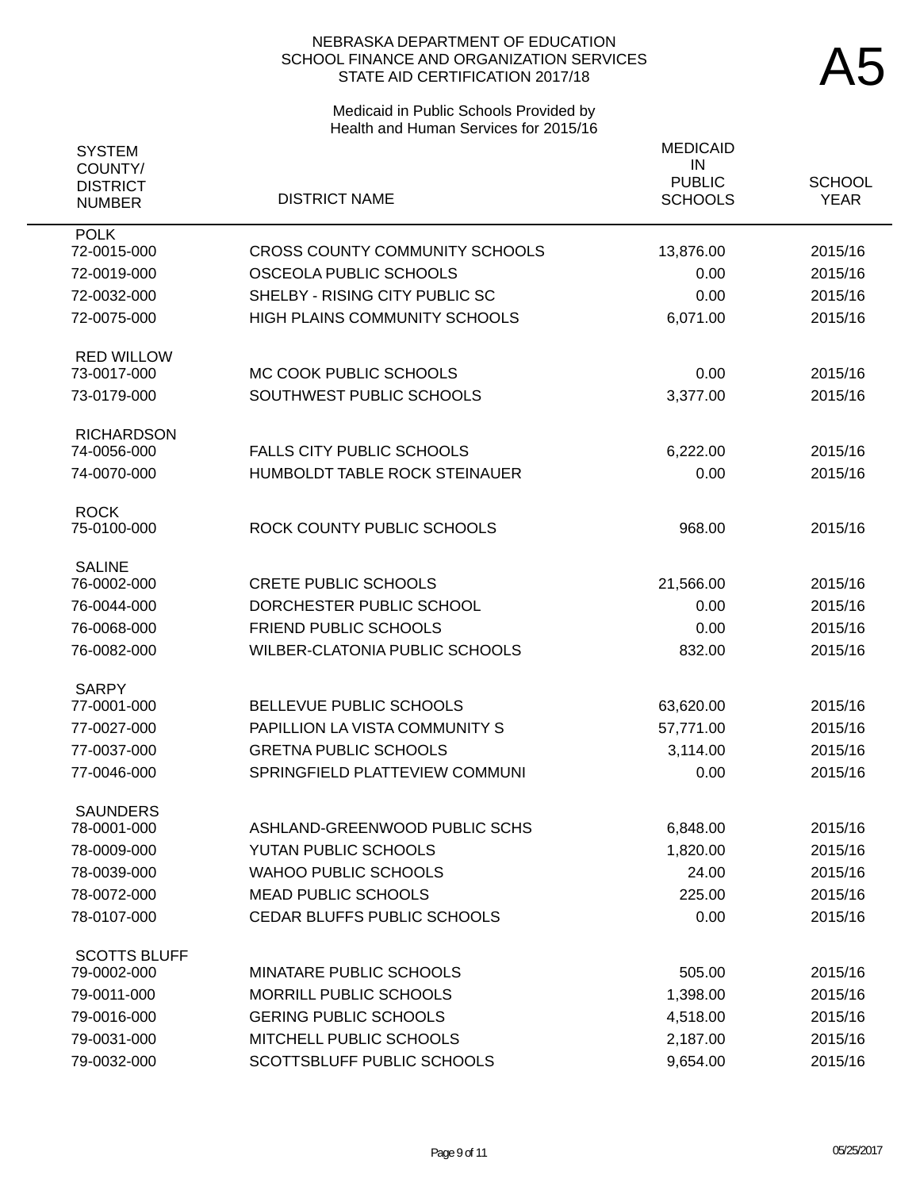NEBRASKA DEPARTMENT OF EDUCATION
SCHOOL FINANCE AND ORGANIZATION SERVICES
STATE AID CERTIFICATION 2017/18

# A5

Medicaid in Public Schools Provided by
Health and Human Services for 2015/16

| SYSTEM COUNTY/ DISTRICT NUMBER | DISTRICT NAME | MEDICAID IN PUBLIC SCHOOLS | SCHOOL YEAR |
|---|---|---|---|
| **POLK** | | | |
| 72-0015-000 | CROSS COUNTY COMMUNITY SCHOOLS | 13,876.00 | 2015/16 |
| 72-0019-000 | OSCEOLA PUBLIC SCHOOLS | 0.00 | 2015/16 |
| 72-0032-000 | SHELBY - RISING CITY PUBLIC SC | 0.00 | 2015/16 |
| 72-0075-000 | HIGH PLAINS COMMUNITY SCHOOLS | 6,071.00 | 2015/16 |
| **RED WILLOW** | | | |
| 73-0017-000 | MC COOK PUBLIC SCHOOLS | 0.00 | 2015/16 |
| 73-0179-000 | SOUTHWEST PUBLIC SCHOOLS | 3,377.00 | 2015/16 |
| **RICHARDSON** | | | |
| 74-0056-000 | FALLS CITY PUBLIC SCHOOLS | 6,222.00 | 2015/16 |
| 74-0070-000 | HUMBOLDT TABLE ROCK STEINAUER | 0.00 | 2015/16 |
| **ROCK** | | | |
| 75-0100-000 | ROCK COUNTY PUBLIC SCHOOLS | 968.00 | 2015/16 |
| **SALINE** | | | |
| 76-0002-000 | CRETE PUBLIC SCHOOLS | 21,566.00 | 2015/16 |
| 76-0044-000 | DORCHESTER PUBLIC SCHOOL | 0.00 | 2015/16 |
| 76-0068-000 | FRIEND PUBLIC SCHOOLS | 0.00 | 2015/16 |
| 76-0082-000 | WILBER-CLATONIA PUBLIC SCHOOLS | 832.00 | 2015/16 |
| **SARPY** | | | |
| 77-0001-000 | BELLEVUE PUBLIC SCHOOLS | 63,620.00 | 2015/16 |
| 77-0027-000 | PAPILLION LA VISTA COMMUNITY S | 57,771.00 | 2015/16 |
| 77-0037-000 | GRETNA PUBLIC SCHOOLS | 3,114.00 | 2015/16 |
| 77-0046-000 | SPRINGFIELD PLATTEVIEW COMMUNI | 0.00 | 2015/16 |
| **SAUNDERS** | | | |
| 78-0001-000 | ASHLAND-GREENWOOD PUBLIC SCHS | 6,848.00 | 2015/16 |
| 78-0009-000 | YUTAN PUBLIC SCHOOLS | 1,820.00 | 2015/16 |
| 78-0039-000 | WAHOO PUBLIC SCHOOLS | 24.00 | 2015/16 |
| 78-0072-000 | MEAD PUBLIC SCHOOLS | 225.00 | 2015/16 |
| 78-0107-000 | CEDAR BLUFFS PUBLIC SCHOOLS | 0.00 | 2015/16 |
| **SCOTTS BLUFF** | | | |
| 79-0002-000 | MINATARE PUBLIC SCHOOLS | 505.00 | 2015/16 |
| 79-0011-000 | MORRILL PUBLIC SCHOOLS | 1,398.00 | 2015/16 |
| 79-0016-000 | GERING PUBLIC SCHOOLS | 4,518.00 | 2015/16 |
| 79-0031-000 | MITCHELL PUBLIC SCHOOLS | 2,187.00 | 2015/16 |
| 79-0032-000 | SCOTTSBLUFF PUBLIC SCHOOLS | 9,654.00 | 2015/16 |

05/25/2017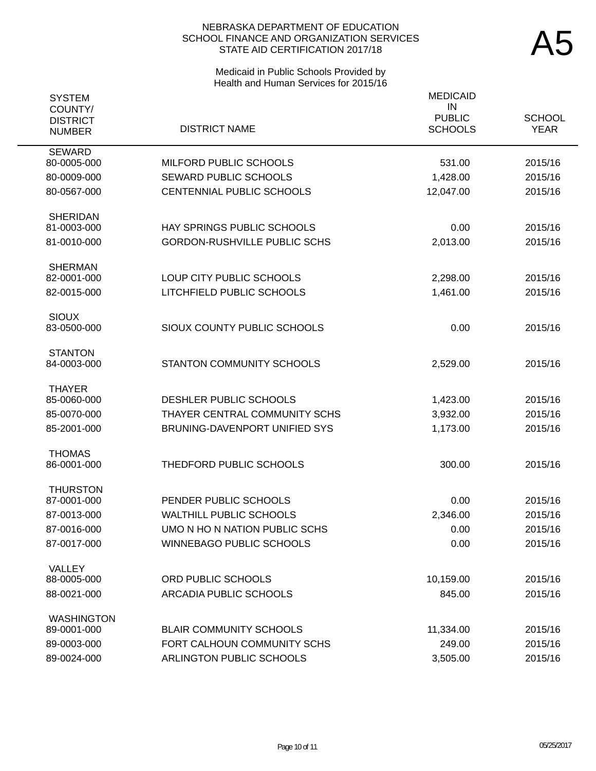NEBRASKA DEPARTMENT OF EDUCATION
SCHOOL FINANCE AND ORGANIZATION SERVICES
STATE AID CERTIFICATION 2017/18

# A5

Medicaid in Public Schools Provided by
Health and Human Services for 2015/16

| SYSTEM COUNTY/ DISTRICT NUMBER | DISTRICT NAME | MEDICAID IN PUBLIC SCHOOLS | SCHOOL YEAR |
|---|---|---|---|
| SEWARD | | | |
| 80-0005-000 | MILFORD PUBLIC SCHOOLS | 531.00 | 2015/16 |
| 80-0009-000 | SEWARD PUBLIC SCHOOLS | 1,428.00 | 2015/16 |
| 80-0567-000 | CENTENNIAL PUBLIC SCHOOLS | 12,047.00 | 2015/16 |
| SHERIDAN | | | |
| 81-0003-000 | HAY SPRINGS PUBLIC SCHOOLS | 0.00 | 2015/16 |
| 81-0010-000 | GORDON-RUSHVILLE PUBLIC SCHS | 2,013.00 | 2015/16 |
| SHERMAN | | | |
| 82-0001-000 | LOUP CITY PUBLIC SCHOOLS | 2,298.00 | 2015/16 |
| 82-0015-000 | LITCHFIELD PUBLIC SCHOOLS | 1,461.00 | 2015/16 |
| SIOUX | | | |
| 83-0500-000 | SIOUX COUNTY PUBLIC SCHOOLS | 0.00 | 2015/16 |
| STANTON | | | |
| 84-0003-000 | STANTON COMMUNITY SCHOOLS | 2,529.00 | 2015/16 |
| THAYER | | | |
| 85-0060-000 | DESHLER PUBLIC SCHOOLS | 1,423.00 | 2015/16 |
| 85-0070-000 | THAYER CENTRAL COMMUNITY SCHS | 3,932.00 | 2015/16 |
| 85-2001-000 | BRUNING-DAVENPORT UNIFIED SYS | 1,173.00 | 2015/16 |
| THOMAS | | | |
| 86-0001-000 | THEDFORD PUBLIC SCHOOLS | 300.00 | 2015/16 |
| THURSTON | | | |
| 87-0001-000 | PENDER PUBLIC SCHOOLS | 0.00 | 2015/16 |
| 87-0013-000 | WALTHILL PUBLIC SCHOOLS | 2,346.00 | 2015/16 |
| 87-0016-000 | UMO N HO N NATION PUBLIC SCHS | 0.00 | 2015/16 |
| 87-0017-000 | WINNEBAGO PUBLIC SCHOOLS | 0.00 | 2015/16 |
| VALLEY | | | |
| 88-0005-000 | ORD PUBLIC SCHOOLS | 10,159.00 | 2015/16 |
| 88-0021-000 | ARCADIA PUBLIC SCHOOLS | 845.00 | 2015/16 |
| WASHINGTON | | | |
| 89-0001-000 | BLAIR COMMUNITY SCHOOLS | 11,334.00 | 2015/16 |
| 89-0003-000 | FORT CALHOUN COMMUNITY SCHS | 249.00 | 2015/16 |
| 89-0024-000 | ARLINGTON PUBLIC SCHOOLS | 3,505.00 | 2015/16 |

05/25/2017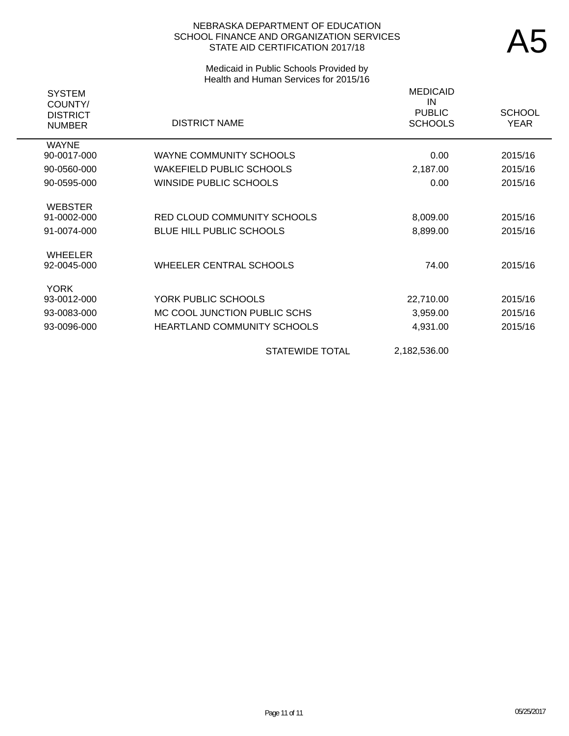NEBRASKA DEPARTMENT OF EDUCATION
SCHOOL FINANCE AND ORGANIZATION SERVICES
STATE AID CERTIFICATION 2017/18

# A5

Medicaid in Public Schools Provided by
Health and Human Services for 2015/16

| SYSTEM COUNTY/ DISTRICT NUMBER | DISTRICT NAME | MEDICAID IN PUBLIC SCHOOLS | SCHOOL YEAR |
|---|---|---|---|
| WAYNE | | | |
| 90-0017-000 | WAYNE COMMUNITY SCHOOLS | 0.00 | 2015/16 |
| 90-0560-000 | WAKEFIELD PUBLIC SCHOOLS | 2,187.00 | 2015/16 |
| 90-0595-000 | WINSIDE PUBLIC SCHOOLS | 0.00 | 2015/16 |
| WEBSTER | | | |
| 91-0002-000 | RED CLOUD COMMUNITY SCHOOLS | 8,009.00 | 2015/16 |
| 91-0074-000 | BLUE HILL PUBLIC SCHOOLS | 8,899.00 | 2015/16 |
| WHEELER | | | |
| 92-0045-000 | WHEELER CENTRAL SCHOOLS | 74.00 | 2015/16 |
| YORK | | | |
| 93-0012-000 | YORK PUBLIC SCHOOLS | 22,710.00 | 2015/16 |
| 93-0083-000 | MC COOL JUNCTION PUBLIC SCHS | 3,959.00 | 2015/16 |
| 93-0096-000 | HEARTLAND COMMUNITY SCHOOLS | 4,931.00 | 2015/16 |
| | STATEWIDE TOTAL | 2,182,536.00 | |

05/25/2017